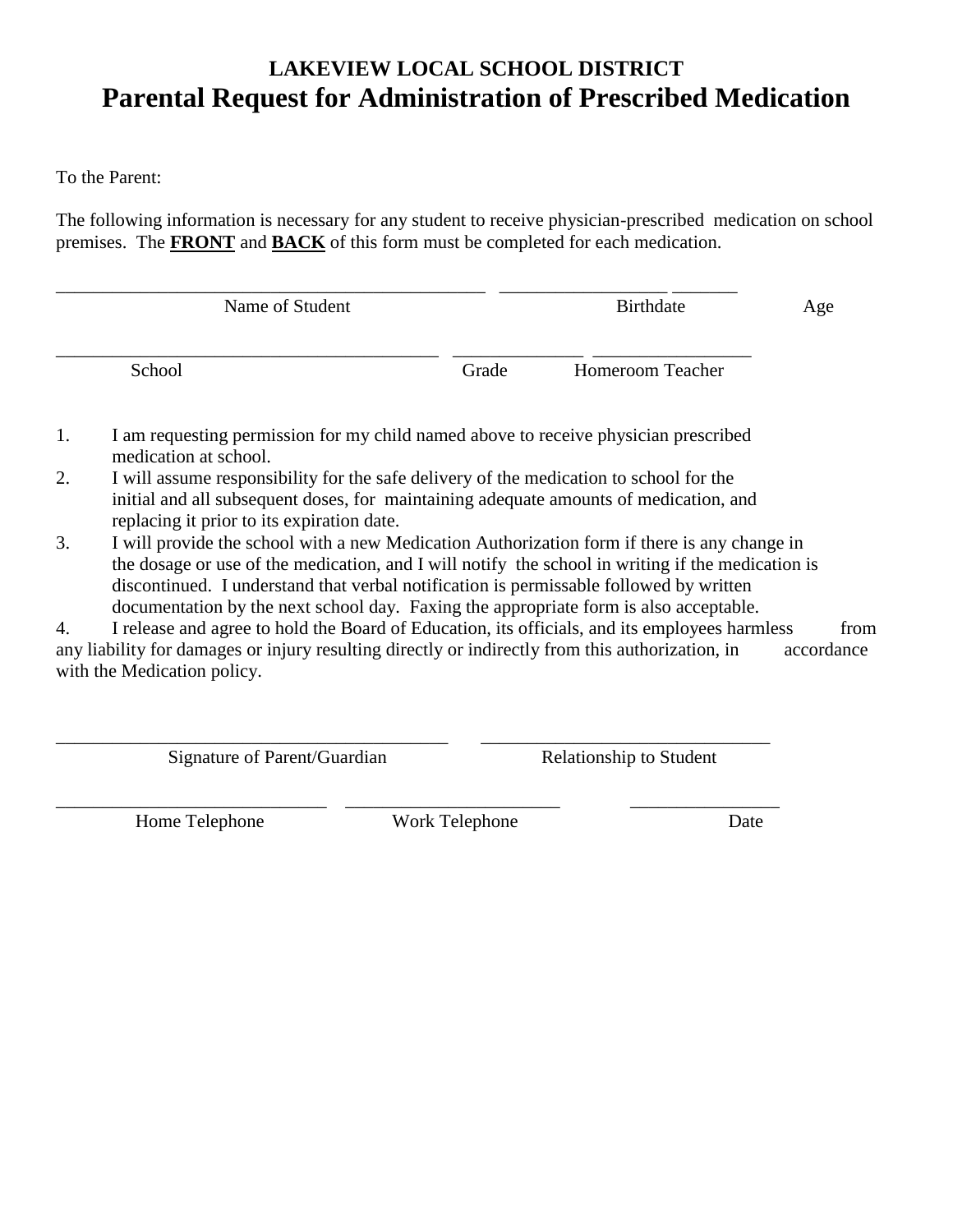**LAKEVIEW LOCAL SCHOOL DISTRICT**

# Parental Request for Administration of Prescribed Medication

To the Parent:

The following information is necessary for any student to receive physician-prescribed medication on school premises. The **FRONT** and **BACK** of this form must be completed for each medication.

_______________________________________________ _________________ _______
Name of Student Birthdate Age

__________________________________________ ______________ _________________
School Grade Homeroom Teacher

1. I am requesting permission for my child named above to receive physician prescribed medication at school.
2. I will assume responsibility for the safe delivery of the medication to school for the initial and all subsequent doses, for maintaining adequate amounts of medication, and replacing it prior to its expiration date.
3. I will provide the school with a new Medication Authorization form if there is any change in the dosage or use of the medication, and I will notify the school in writing if the medication is discontinued. I understand that verbal notification is permissable followed by written documentation by the next school day. Faxing the appropriate form is also acceptable.
4. I release and agree to hold the Board of Education, its officials, and its employees harmless from any liability for damages or injury resulting directly or indirectly from this authorization, in accordance with the Medication policy.

___________________________________________ ________________________________
Signature of Parent/Guardian Relationship to Student

______________________________ _______________________ ________________
Home Telephone Work Telephone Date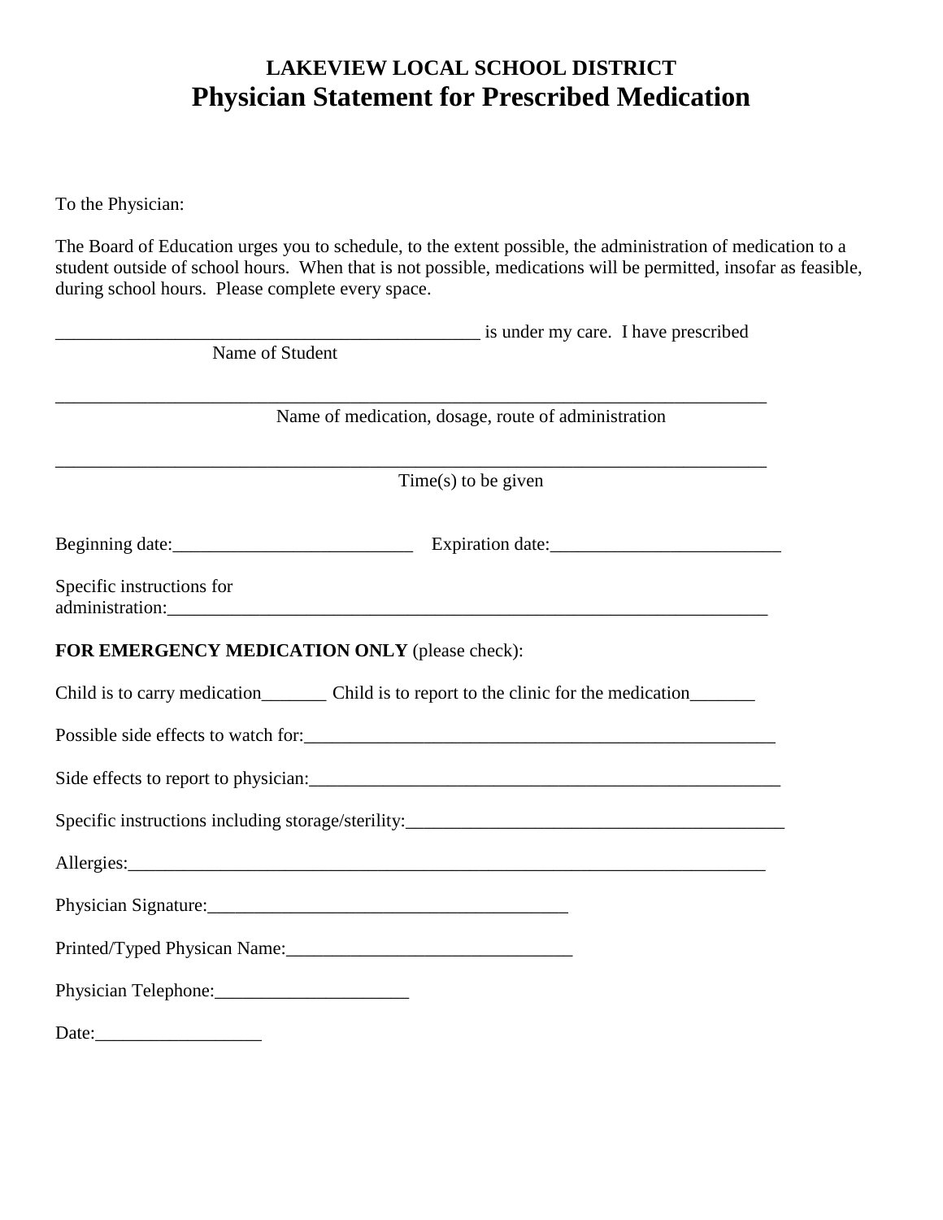## LAKEVIEW LOCAL SCHOOL DISTRICT
# Physician Statement for Prescribed Medication

To the Physician:

The Board of Education urges you to schedule, to the extent possible, the administration of medication to a student outside of school hours. When that is not possible, medications will be permitted, insofar as feasible, during school hours. Please complete every space.

_______________________________________________ is under my care. I have prescribed
Name of Student

________________________________________________________________________________
Name of medication, dosage, route of administration

________________________________________________________________________________
Time(s) to be given

Beginning date:__________________________ Expiration date:_________________________

Specific instructions for administration:_____________________________________________________________________

**FOR EMERGENCY MEDICATION ONLY** (please check):

Child is to carry medication_______ Child is to report to the clinic for the medication_______

Possible side effects to watch for:_____________________________________________________

Side effects to report to physician:____________________________________________________

Specific instructions including storage/sterility:_________________________________________

Allergies:_________________________________________________________________________

Physician Signature:_______________________________________

Printed/Typed Physican Name:_______________________________

Physician Telephone:_____________________

Date:__________________